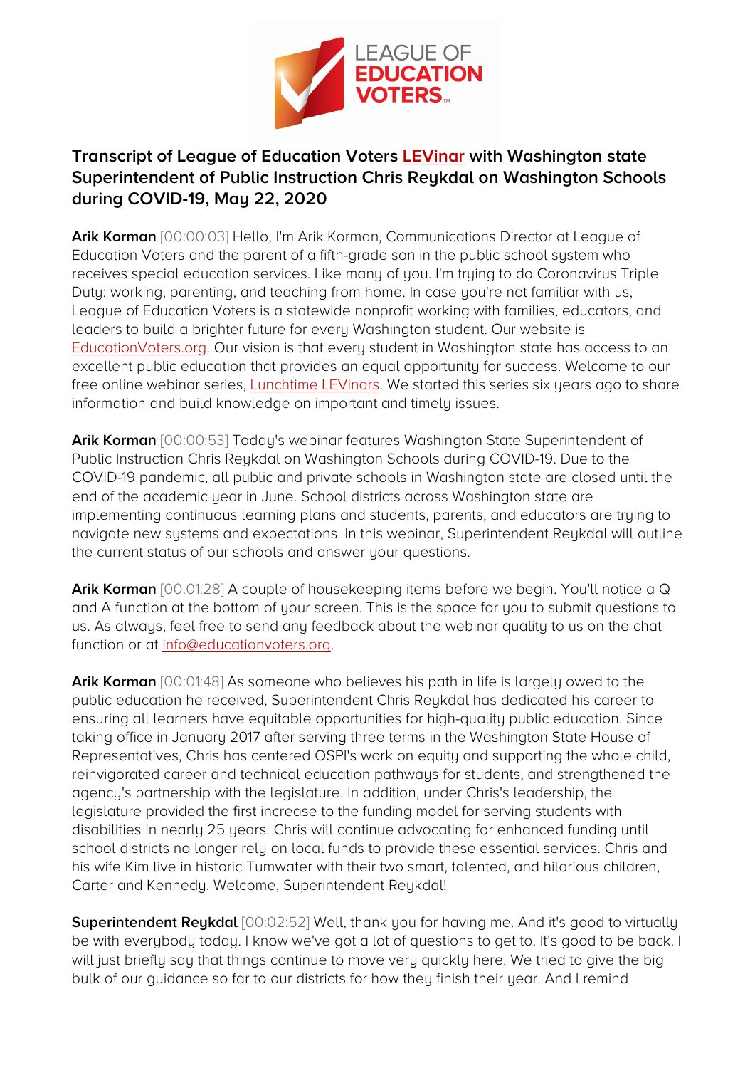# Transcript of League of Education Voters LEVinar with Washington state Superintendent of Public Instruction Chris Reykdal on Washington Schools during COVID-19, May 22, 2020

**Arik Korman** [00:00:03] Hello, I'm Arik Korman, Communications Director at League of Education Voters and the parent of a fifth-grade son in the public school system who receives special education services. Like many of you. I'm trying to do Coronavirus Triple Duty: working, parenting, and teaching from home. In case you're not familiar with us, League of Education Voters is a statewide nonprofit working with families, educators, and leaders to build a brighter future for every Washington student. Our website is EducationVoters.org. Our vision is that every student in Washington state has access to an excellent public education that provides an equal opportunity for success. Welcome to our free online webinar series, Lunchtime LEVinars. We started this series six years ago to share information and build knowledge on important and timely issues.

**Arik Korman** [00:00:53] Today's webinar features Washington State Superintendent of Public Instruction Chris Reykdal on Washington Schools during COVID-19. Due to the COVID-19 pandemic, all public and private schools in Washington state are closed until the end of the academic year in June. School districts across Washington state are implementing continuous learning plans and students, parents, and educators are trying to navigate new systems and expectations. In this webinar, Superintendent Reykdal will outline the current status of our schools and answer your questions.

**Arik Korman** [00:01:28] A couple of housekeeping items before we begin. You'll notice a Q and A function at the bottom of your screen. This is the space for you to submit questions to us. As always, feel free to send any feedback about the webinar quality to us on the chat function or at info@educationvoters.org.

**Arik Korman** [00:01:48] As someone who believes his path in life is largely owed to the public education he received, Superintendent Chris Reykdal has dedicated his career to ensuring all learners have equitable opportunities for high-quality public education. Since taking office in January 2017 after serving three terms in the Washington State House of Representatives, Chris has centered OSPI's work on equity and supporting the whole child, reinvigorated career and technical education pathways for students, and strengthened the agency's partnership with the legislature. In addition, under Chris's leadership, the legislature provided the first increase to the funding model for serving students with disabilities in nearly 25 years. Chris will continue advocating for enhanced funding until school districts no longer rely on local funds to provide these essential services. Chris and his wife Kim live in historic Tumwater with their two smart, talented, and hilarious children, Carter and Kennedy. Welcome, Superintendent Reykdal!

**Superintendent Reykdal** [00:02:52] Well, thank you for having me. And it's good to virtually be with everybody today. I know we've got a lot of questions to get to. It's good to be back. I will just briefly say that things continue to move very quickly here. We tried to give the big bulk of our guidance so far to our districts for how they finish their year. And I remind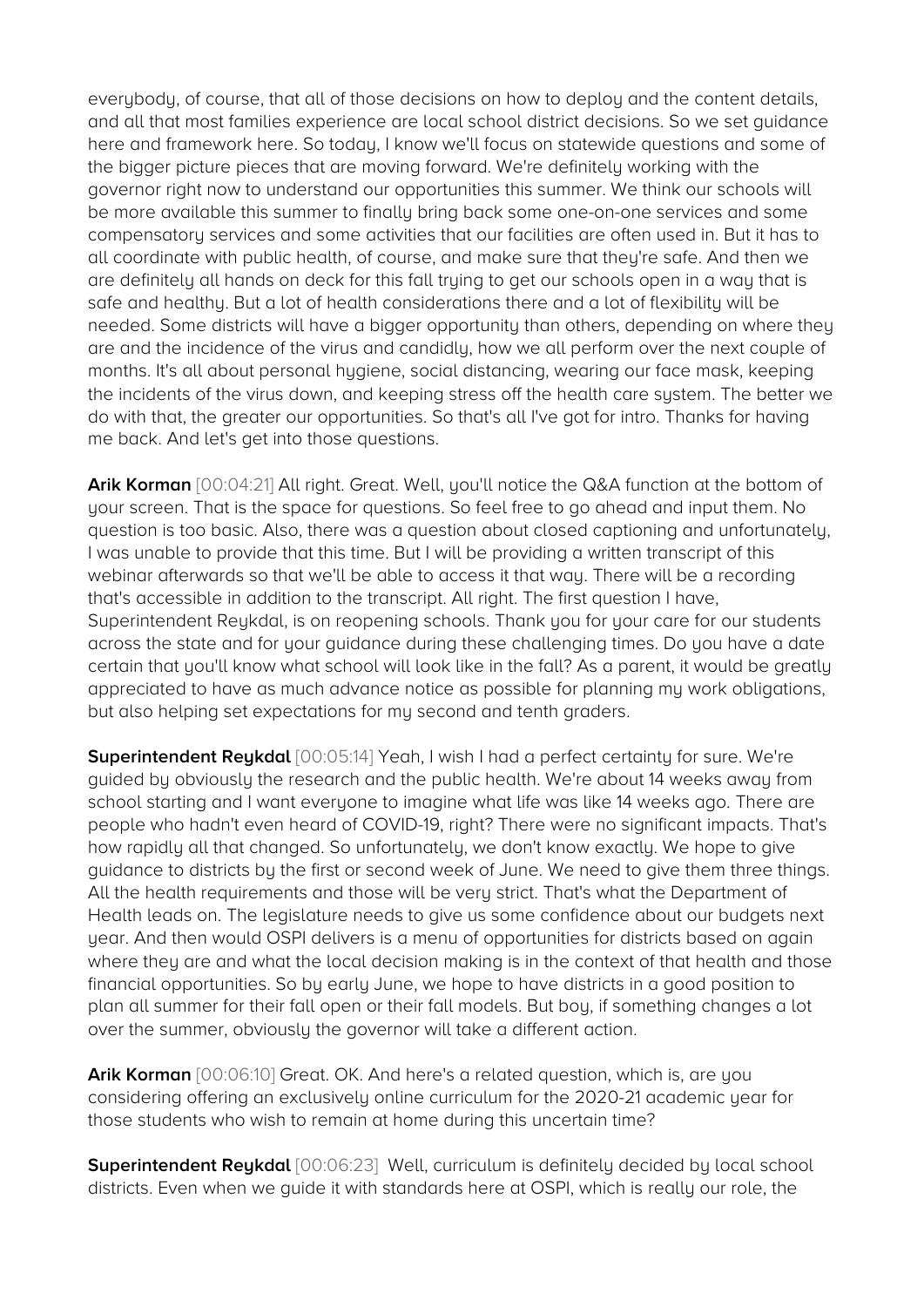everybody, of course, that all of those decisions on how to deploy and the content details, and all that most families experience are local school district decisions. So we set guidance here and framework here. So today, I know we'll focus on statewide questions and some of the bigger picture pieces that are moving forward. We're definitely working with the governor right now to understand our opportunities this summer. We think our schools will be more available this summer to finally bring back some one-on-one services and some compensatory services and some activities that our facilities are often used in. But it has to all coordinate with public health, of course, and make sure that they're safe. And then we are definitely all hands on deck for this fall trying to get our schools open in a way that is safe and healthy. But a lot of health considerations there and a lot of flexibility will be needed. Some districts will have a bigger opportunity than others, depending on where they are and the incidence of the virus and candidly, how we all perform over the next couple of months. It's all about personal hygiene, social distancing, wearing our face mask, keeping the incidents of the virus down, and keeping stress off the health care system. The better we do with that, the greater our opportunities. So that's all I've got for intro. Thanks for having me back. And let's get into those questions.

**Arik Korman** [00:04:21] All right. Great. Well, you'll notice the Q&A function at the bottom of your screen. That is the space for questions. So feel free to go ahead and input them. No question is too basic. Also, there was a question about closed captioning and unfortunately, I was unable to provide that this time. But I will be providing a written transcript of this webinar afterwards so that we'll be able to access it that way. There will be a recording that's accessible in addition to the transcript. All right. The first question I have, Superintendent Reykdal, is on reopening schools. Thank you for your care for our students across the state and for your guidance during these challenging times. Do you have a date certain that you'll know what school will look like in the fall? As a parent, it would be greatly appreciated to have as much advance notice as possible for planning my work obligations, but also helping set expectations for my second and tenth graders.

**Superintendent Reykdal** [00:05:14] Yeah, I wish I had a perfect certainty for sure. We're guided by obviously the research and the public health. We're about 14 weeks away from school starting and I want everyone to imagine what life was like 14 weeks ago. There are people who hadn't even heard of COVID-19, right? There were no significant impacts. That's how rapidly all that changed. So unfortunately, we don't know exactly. We hope to give guidance to districts by the first or second week of June. We need to give them three things. All the health requirements and those will be very strict. That's what the Department of Health leads on. The legislature needs to give us some confidence about our budgets next year. And then would OSPI delivers is a menu of opportunities for districts based on again where they are and what the local decision making is in the context of that health and those financial opportunities. So by early June, we hope to have districts in a good position to plan all summer for their fall open or their fall models. But boy, if something changes a lot over the summer, obviously the governor will take a different action.

**Arik Korman** [00:06:10] Great. OK. And here's a related question, which is, are you considering offering an exclusively online curriculum for the 2020-21 academic year for those students who wish to remain at home during this uncertain time?

**Superintendent Reykdal** [00:06:23] Well, curriculum is definitely decided by local school districts. Even when we guide it with standards here at OSPI, which is really our role, the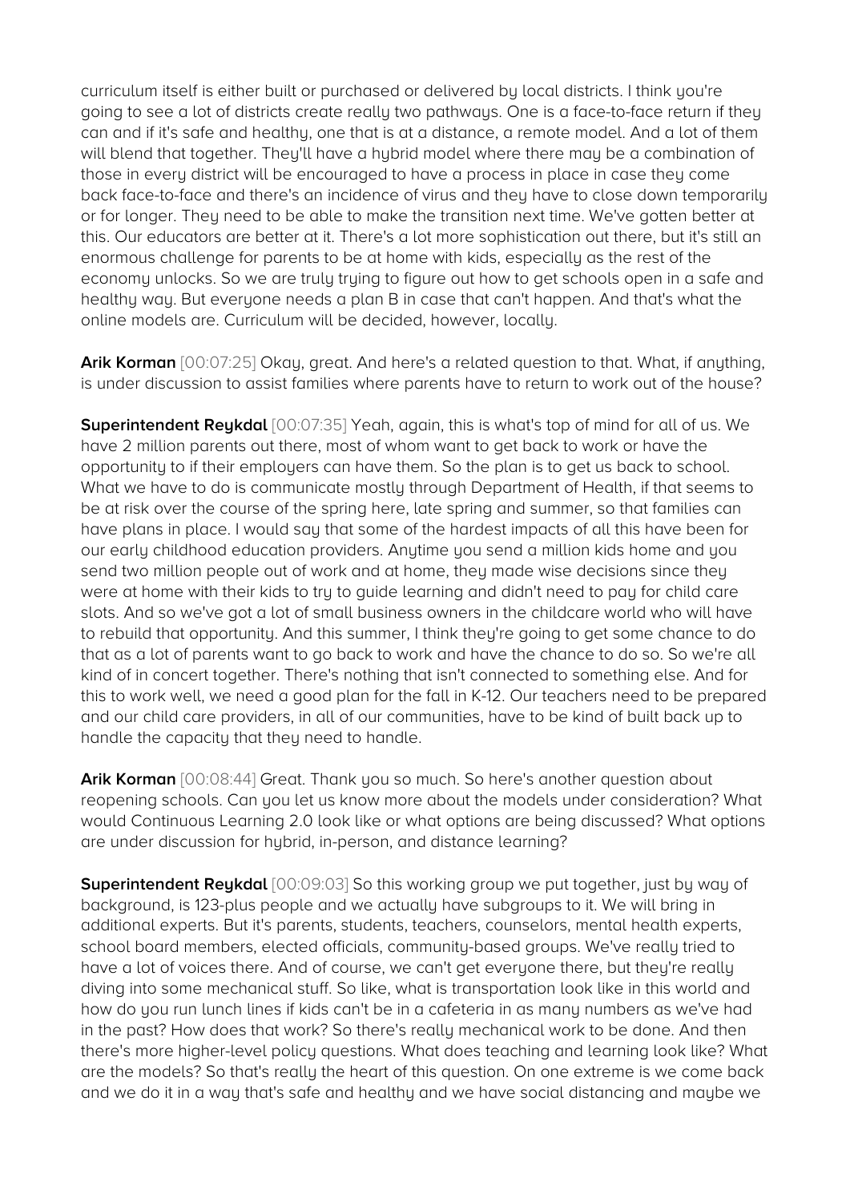curriculum itself is either built or purchased or delivered by local districts. I think you're going to see a lot of districts create really two pathways. One is a face-to-face return if they can and if it's safe and healthy, one that is at a distance, a remote model. And a lot of them will blend that together. They'll have a hybrid model where there may be a combination of those in every district will be encouraged to have a process in place in case they come back face-to-face and there's an incidence of virus and they have to close down temporarily or for longer. They need to be able to make the transition next time. We've gotten better at this. Our educators are better at it. There's a lot more sophistication out there, but it's still an enormous challenge for parents to be at home with kids, especially as the rest of the economy unlocks. So we are truly trying to figure out how to get schools open in a safe and healthy way. But everyone needs a plan B in case that can't happen. And that's what the online models are. Curriculum will be decided, however, locally.

**Arik Korman** [00:07:25] Okay, great. And here's a related question to that. What, if anything, is under discussion to assist families where parents have to return to work out of the house?

**Superintendent Reykdal** [00:07:35] Yeah, again, this is what's top of mind for all of us. We have 2 million parents out there, most of whom want to get back to work or have the opportunity to if their employers can have them. So the plan is to get us back to school. What we have to do is communicate mostly through Department of Health, if that seems to be at risk over the course of the spring here, late spring and summer, so that families can have plans in place. I would say that some of the hardest impacts of all this have been for our early childhood education providers. Anytime you send a million kids home and you send two million people out of work and at home, they made wise decisions since they were at home with their kids to try to guide learning and didn't need to pay for child care slots. And so we've got a lot of small business owners in the childcare world who will have to rebuild that opportunity. And this summer, I think they're going to get some chance to do that as a lot of parents want to go back to work and have the chance to do so. So we're all kind of in concert together. There's nothing that isn't connected to something else. And for this to work well, we need a good plan for the fall in K-12. Our teachers need to be prepared and our child care providers, in all of our communities, have to be kind of built back up to handle the capacity that they need to handle.

**Arik Korman** [00:08:44] Great. Thank you so much. So here's another question about reopening schools. Can you let us know more about the models under consideration? What would Continuous Learning 2.0 look like or what options are being discussed? What options are under discussion for hybrid, in-person, and distance learning?

**Superintendent Reykdal** [00:09:03] So this working group we put together, just by way of background, is 123-plus people and we actually have subgroups to it. We will bring in additional experts. But it's parents, students, teachers, counselors, mental health experts, school board members, elected officials, community-based groups. We've really tried to have a lot of voices there. And of course, we can't get everyone there, but they're really diving into some mechanical stuff. So like, what is transportation look like in this world and how do you run lunch lines if kids can't be in a cafeteria in as many numbers as we've had in the past? How does that work? So there's really mechanical work to be done. And then there's more higher-level policy questions. What does teaching and learning look like? What are the models? So that's really the heart of this question. On one extreme is we come back and we do it in a way that's safe and healthy and we have social distancing and maybe we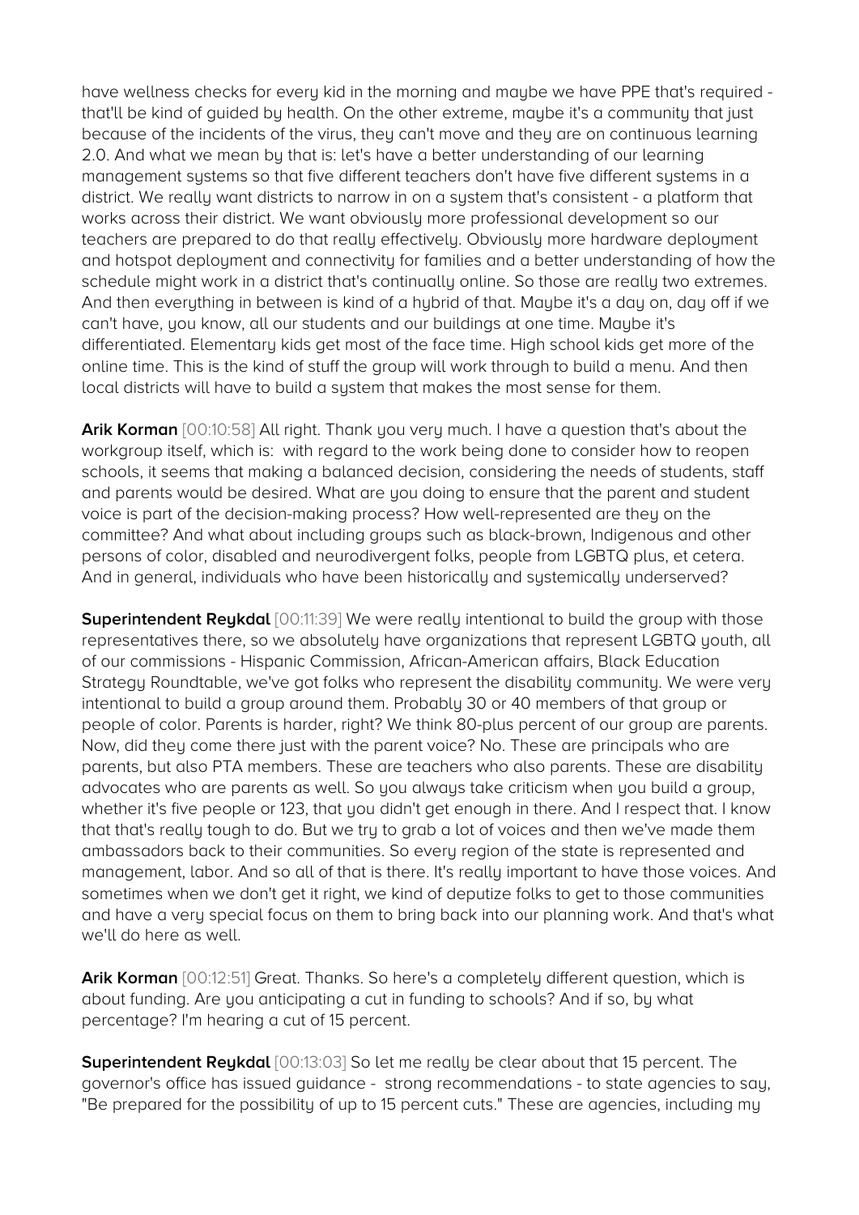have wellness checks for every kid in the morning and maybe we have PPE that's required - that'll be kind of guided by health. On the other extreme, maybe it's a community that just because of the incidents of the virus, they can't move and they are on continuous learning 2.0. And what we mean by that is: let's have a better understanding of our learning management systems so that five different teachers don't have five different systems in a district. We really want districts to narrow in on a system that's consistent - a platform that works across their district. We want obviously more professional development so our teachers are prepared to do that really effectively. Obviously more hardware deployment and hotspot deployment and connectivity for families and a better understanding of how the schedule might work in a district that's continually online. So those are really two extremes. And then everything in between is kind of a hybrid of that. Maybe it's a day on, day off if we can't have, you know, all our students and our buildings at one time. Maybe it's differentiated. Elementary kids get most of the face time. High school kids get more of the online time. This is the kind of stuff the group will work through to build a menu. And then local districts will have to build a system that makes the most sense for them.

**Arik Korman** [00:10:58] All right. Thank you very much. I have a question that's about the workgroup itself, which is: with regard to the work being done to consider how to reopen schools, it seems that making a balanced decision, considering the needs of students, staff and parents would be desired. What are you doing to ensure that the parent and student voice is part of the decision-making process? How well-represented are they on the committee? And what about including groups such as black-brown, Indigenous and other persons of color, disabled and neurodivergent folks, people from LGBTQ plus, et cetera. And in general, individuals who have been historically and systemically underserved?

**Superintendent Reykdal** [00:11:39] We were really intentional to build the group with those representatives there, so we absolutely have organizations that represent LGBTQ youth, all of our commissions - Hispanic Commission, African-American affairs, Black Education Strategy Roundtable, we've got folks who represent the disability community. We were very intentional to build a group around them. Probably 30 or 40 members of that group or people of color. Parents is harder, right? We think 80-plus percent of our group are parents. Now, did they come there just with the parent voice? No. These are principals who are parents, but also PTA members. These are teachers who also parents. These are disability advocates who are parents as well. So you always take criticism when you build a group, whether it's five people or 123, that you didn't get enough in there. And I respect that. I know that that's really tough to do. But we try to grab a lot of voices and then we've made them ambassadors back to their communities. So every region of the state is represented and management, labor. And so all of that is there. It's really important to have those voices. And sometimes when we don't get it right, we kind of deputize folks to get to those communities and have a very special focus on them to bring back into our planning work. And that's what we'll do here as well.

**Arik Korman** [00:12:51] Great. Thanks. So here's a completely different question, which is about funding. Are you anticipating a cut in funding to schools? And if so, by what percentage? I'm hearing a cut of 15 percent.

**Superintendent Reykdal** [00:13:03] So let me really be clear about that 15 percent. The governor's office has issued guidance - strong recommendations - to state agencies to say, "Be prepared for the possibility of up to 15 percent cuts." These are agencies, including my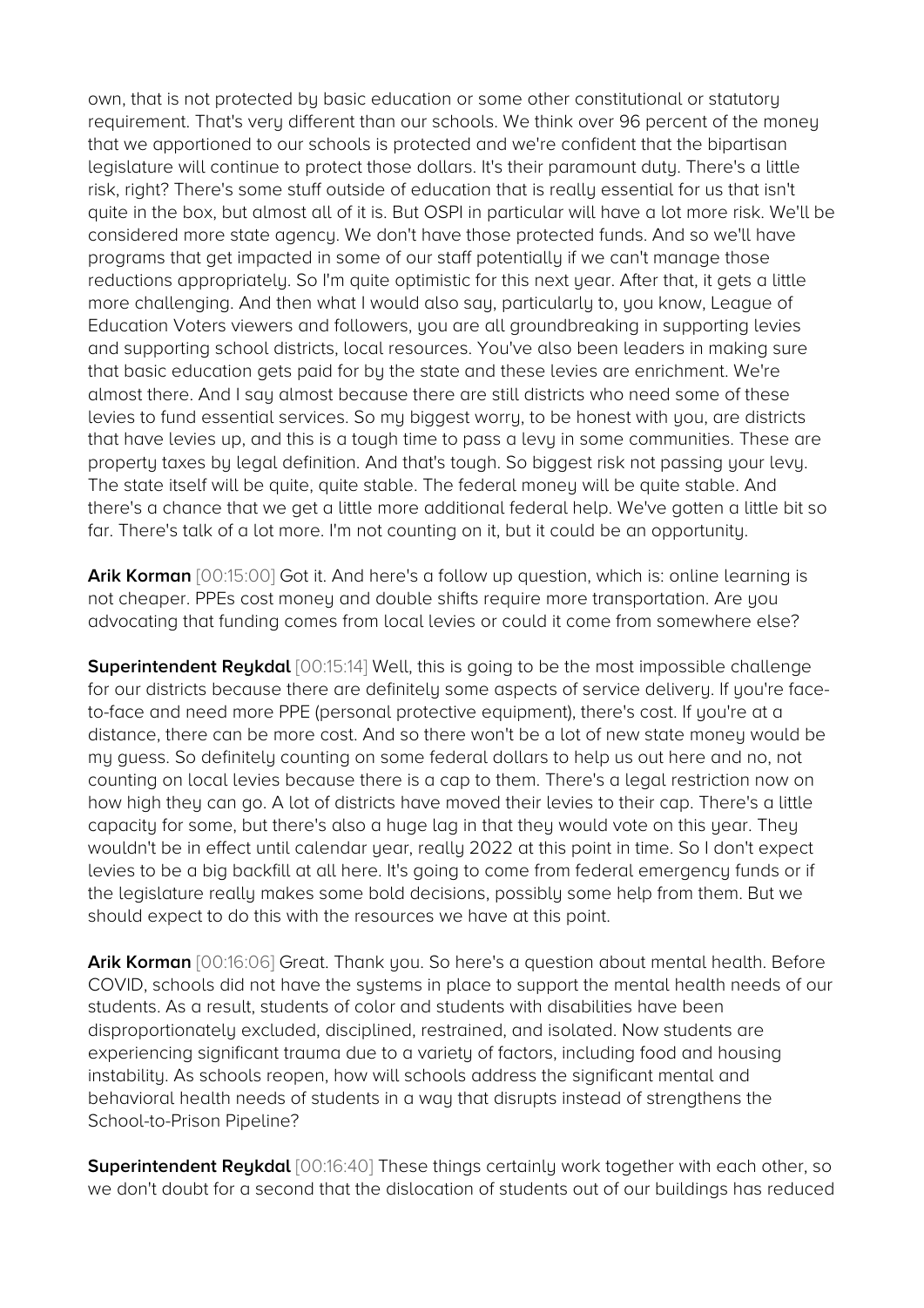own, that is not protected by basic education or some other constitutional or statutory requirement. That's very different than our schools. We think over 96 percent of the money that we apportioned to our schools is protected and we're confident that the bipartisan legislature will continue to protect those dollars. It's their paramount duty. There's a little risk, right? There's some stuff outside of education that is really essential for us that isn't quite in the box, but almost all of it is. But OSPI in particular will have a lot more risk. We'll be considered more state agency. We don't have those protected funds. And so we'll have programs that get impacted in some of our staff potentially if we can't manage those reductions appropriately. So I'm quite optimistic for this next year. After that, it gets a little more challenging. And then what I would also say, particularly to, you know, League of Education Voters viewers and followers, you are all groundbreaking in supporting levies and supporting school districts, local resources. You've also been leaders in making sure that basic education gets paid for by the state and these levies are enrichment. We're almost there. And I say almost because there are still districts who need some of these levies to fund essential services. So my biggest worry, to be honest with you, are districts that have levies up, and this is a tough time to pass a levy in some communities. These are property taxes by legal definition. And that's tough. So biggest risk not passing your levy. The state itself will be quite, quite stable. The federal money will be quite stable. And there's a chance that we get a little more additional federal help. We've gotten a little bit so far. There's talk of a lot more. I'm not counting on it, but it could be an opportunity.

**Arik Korman** [00:15:00] Got it. And here's a follow up question, which is: online learning is not cheaper. PPEs cost money and double shifts require more transportation. Are you advocating that funding comes from local levies or could it come from somewhere else?

**Superintendent Reykdal** [00:15:14] Well, this is going to be the most impossible challenge for our districts because there are definitely some aspects of service delivery. If you're face-to-face and need more PPE (personal protective equipment), there's cost. If you're at a distance, there can be more cost. And so there won't be a lot of new state money would be my guess. So definitely counting on some federal dollars to help us out here and no, not counting on local levies because there is a cap to them. There's a legal restriction now on how high they can go. A lot of districts have moved their levies to their cap. There's a little capacity for some, but there's also a huge lag in that they would vote on this year. They wouldn't be in effect until calendar year, really 2022 at this point in time. So I don't expect levies to be a big backfill at all here. It's going to come from federal emergency funds or if the legislature really makes some bold decisions, possibly some help from them. But we should expect to do this with the resources we have at this point.

**Arik Korman** [00:16:06] Great. Thank you. So here's a question about mental health. Before COVID, schools did not have the systems in place to support the mental health needs of our students. As a result, students of color and students with disabilities have been disproportionately excluded, disciplined, restrained, and isolated. Now students are experiencing significant trauma due to a variety of factors, including food and housing instability. As schools reopen, how will schools address the significant mental and behavioral health needs of students in a way that disrupts instead of strengthens the School-to-Prison Pipeline?

**Superintendent Reykdal** [00:16:40] These things certainly work together with each other, so we don't doubt for a second that the dislocation of students out of our buildings has reduced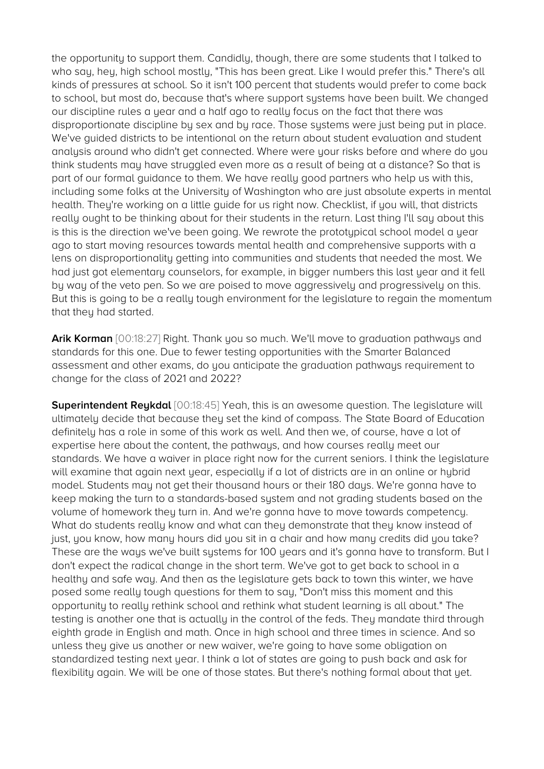the opportunity to support them. Candidly, though, there are some students that I talked to who say, hey, high school mostly, "This has been great. Like I would prefer this." There's all kinds of pressures at school. So it isn't 100 percent that students would prefer to come back to school, but most do, because that's where support systems have been built. We changed our discipline rules a year and a half ago to really focus on the fact that there was disproportionate discipline by sex and by race. Those systems were just being put in place. We've guided districts to be intentional on the return about student evaluation and student analysis around who didn't get connected. Where were your risks before and where do you think students may have struggled even more as a result of being at a distance? So that is part of our formal guidance to them. We have really good partners who help us with this, including some folks at the University of Washington who are just absolute experts in mental health. They're working on a little guide for us right now. Checklist, if you will, that districts really ought to be thinking about for their students in the return. Last thing I'll say about this is this is the direction we've been going. We rewrote the prototypical school model a year ago to start moving resources towards mental health and comprehensive supports with a lens on disproportionality getting into communities and students that needed the most. We had just got elementary counselors, for example, in bigger numbers this last year and it fell by way of the veto pen. So we are poised to move aggressively and progressively on this. But this is going to be a really tough environment for the legislature to regain the momentum that they had started.

**Arik Korman** [00:18:27] Right. Thank you so much. We'll move to graduation pathways and standards for this one. Due to fewer testing opportunities with the Smarter Balanced assessment and other exams, do you anticipate the graduation pathways requirement to change for the class of 2021 and 2022?

**Superintendent Reykdal** [00:18:45] Yeah, this is an awesome question. The legislature will ultimately decide that because they set the kind of compass. The State Board of Education definitely has a role in some of this work as well. And then we, of course, have a lot of expertise here about the content, the pathways, and how courses really meet our standards. We have a waiver in place right now for the current seniors. I think the legislature will examine that again next year, especially if a lot of districts are in an online or hybrid model. Students may not get their thousand hours or their 180 days. We're gonna have to keep making the turn to a standards-based system and not grading students based on the volume of homework they turn in. And we're gonna have to move towards competency. What do students really know and what can they demonstrate that they know instead of just, you know, how many hours did you sit in a chair and how many credits did you take? These are the ways we've built systems for 100 years and it's gonna have to transform. But I don't expect the radical change in the short term. We've got to get back to school in a healthy and safe way. And then as the legislature gets back to town this winter, we have posed some really tough questions for them to say, "Don't miss this moment and this opportunity to really rethink school and rethink what student learning is all about." The testing is another one that is actually in the control of the feds. They mandate third through eighth grade in English and math. Once in high school and three times in science. And so unless they give us another or new waiver, we're going to have some obligation on standardized testing next year. I think a lot of states are going to push back and ask for flexibility again. We will be one of those states. But there's nothing formal about that yet.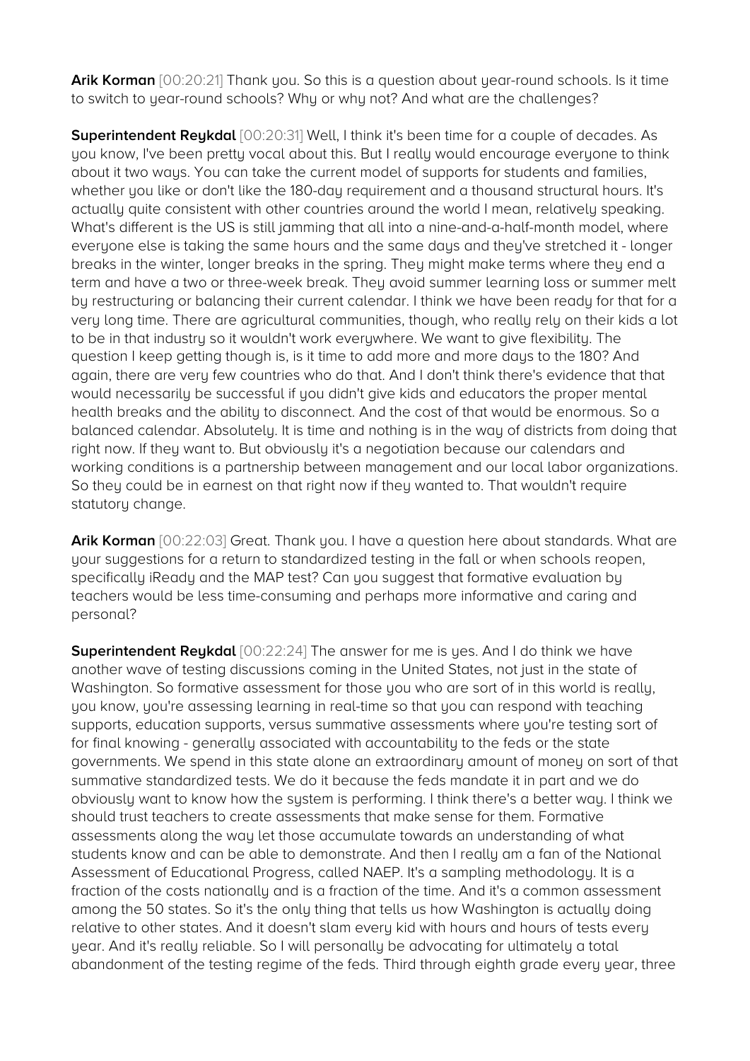**Arik Korman** [00:20:21] Thank you. So this is a question about year-round schools. Is it time to switch to year-round schools? Why or why not? And what are the challenges?

**Superintendent Reykdal** [00:20:31] Well, I think it's been time for a couple of decades. As you know, I've been pretty vocal about this. But I really would encourage everyone to think about it two ways. You can take the current model of supports for students and families, whether you like or don't like the 180-day requirement and a thousand structural hours. It's actually quite consistent with other countries around the world I mean, relatively speaking. What's different is the US is still jamming that all into a nine-and-a-half-month model, where everyone else is taking the same hours and the same days and they've stretched it - longer breaks in the winter, longer breaks in the spring. They might make terms where they end a term and have a two or three-week break. They avoid summer learning loss or summer melt by restructuring or balancing their current calendar. I think we have been ready for that for a very long time. There are agricultural communities, though, who really rely on their kids a lot to be in that industry so it wouldn't work everywhere. We want to give flexibility. The question I keep getting though is, is it time to add more and more days to the 180? And again, there are very few countries who do that. And I don't think there's evidence that that would necessarily be successful if you didn't give kids and educators the proper mental health breaks and the ability to disconnect. And the cost of that would be enormous. So a balanced calendar. Absolutely. It is time and nothing is in the way of districts from doing that right now. If they want to. But obviously it's a negotiation because our calendars and working conditions is a partnership between management and our local labor organizations. So they could be in earnest on that right now if they wanted to. That wouldn't require statutory change.

**Arik Korman** [00:22:03] Great. Thank you. I have a question here about standards. What are your suggestions for a return to standardized testing in the fall or when schools reopen, specifically iReady and the MAP test? Can you suggest that formative evaluation by teachers would be less time-consuming and perhaps more informative and caring and personal?

**Superintendent Reykdal** [00:22:24] The answer for me is yes. And I do think we have another wave of testing discussions coming in the United States, not just in the state of Washington. So formative assessment for those you who are sort of in this world is really, you know, you're assessing learning in real-time so that you can respond with teaching supports, education supports, versus summative assessments where you're testing sort of for final knowing - generally associated with accountability to the feds or the state governments. We spend in this state alone an extraordinary amount of money on sort of that summative standardized tests. We do it because the feds mandate it in part and we do obviously want to know how the system is performing. I think there's a better way. I think we should trust teachers to create assessments that make sense for them. Formative assessments along the way let those accumulate towards an understanding of what students know and can be able to demonstrate. And then I really am a fan of the National Assessment of Educational Progress, called NAEP. It's a sampling methodology. It is a fraction of the costs nationally and is a fraction of the time. And it's a common assessment among the 50 states. So it's the only thing that tells us how Washington is actually doing relative to other states. And it doesn't slam every kid with hours and hours of tests every year. And it's really reliable. So I will personally be advocating for ultimately a total abandonment of the testing regime of the feds. Third through eighth grade every year, three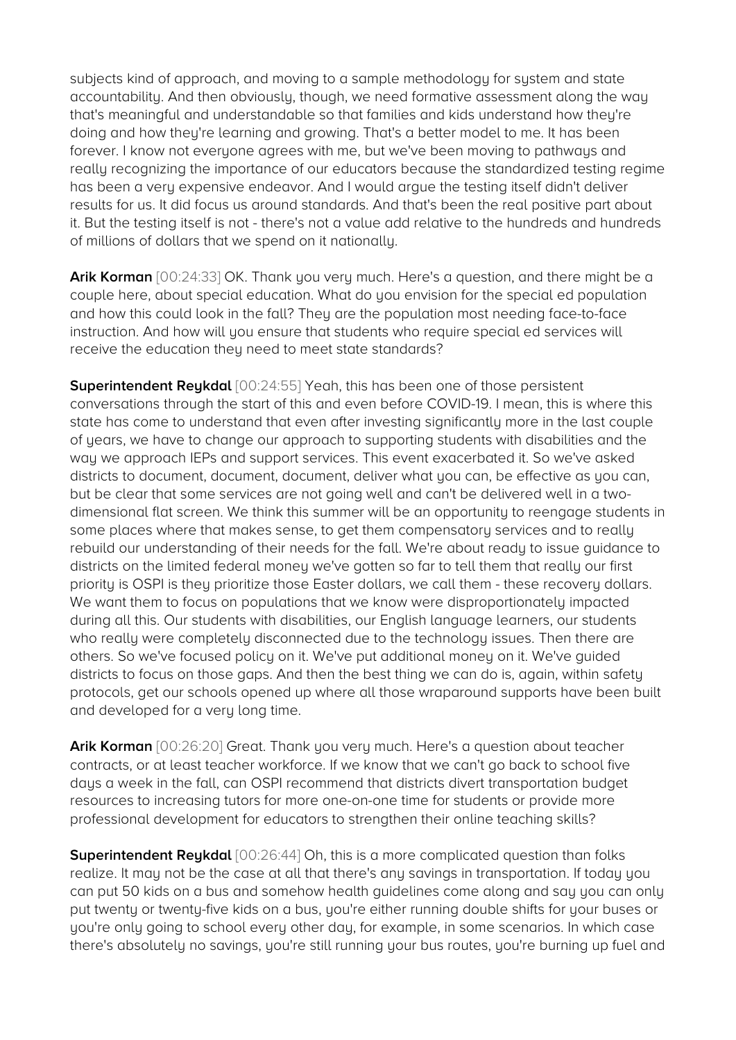subjects kind of approach, and moving to a sample methodology for system and state accountability. And then obviously, though, we need formative assessment along the way that's meaningful and understandable so that families and kids understand how they're doing and how they're learning and growing. That's a better model to me. It has been forever. I know not everyone agrees with me, but we've been moving to pathways and really recognizing the importance of our educators because the standardized testing regime has been a very expensive endeavor. And I would argue the testing itself didn't deliver results for us. It did focus us around standards. And that's been the real positive part about it. But the testing itself is not - there's not a value add relative to the hundreds and hundreds of millions of dollars that we spend on it nationally.

**Arik Korman** [00:24:33] OK. Thank you very much. Here's a question, and there might be a couple here, about special education. What do you envision for the special ed population and how this could look in the fall? They are the population most needing face-to-face instruction. And how will you ensure that students who require special ed services will receive the education they need to meet state standards?

**Superintendent Reykdal** [00:24:55] Yeah, this has been one of those persistent conversations through the start of this and even before COVID-19. I mean, this is where this state has come to understand that even after investing significantly more in the last couple of years, we have to change our approach to supporting students with disabilities and the way we approach IEPs and support services. This event exacerbated it. So we've asked districts to document, document, document, deliver what you can, be effective as you can, but be clear that some services are not going well and can't be delivered well in a two-dimensional flat screen. We think this summer will be an opportunity to reengage students in some places where that makes sense, to get them compensatory services and to really rebuild our understanding of their needs for the fall. We're about ready to issue guidance to districts on the limited federal money we've gotten so far to tell them that really our first priority is OSPI is they prioritize those Easter dollars, we call them - these recovery dollars. We want them to focus on populations that we know were disproportionately impacted during all this. Our students with disabilities, our English language learners, our students who really were completely disconnected due to the technology issues. Then there are others. So we've focused policy on it. We've put additional money on it. We've guided districts to focus on those gaps. And then the best thing we can do is, again, within safety protocols, get our schools opened up where all those wraparound supports have been built and developed for a very long time.

**Arik Korman** [00:26:20] Great. Thank you very much. Here's a question about teacher contracts, or at least teacher workforce. If we know that we can't go back to school five days a week in the fall, can OSPI recommend that districts divert transportation budget resources to increasing tutors for more one-on-one time for students or provide more professional development for educators to strengthen their online teaching skills?

**Superintendent Reykdal** [00:26:44] Oh, this is a more complicated question than folks realize. It may not be the case at all that there's any savings in transportation. If today you can put 50 kids on a bus and somehow health guidelines come along and say you can only put twenty or twenty-five kids on a bus, you're either running double shifts for your buses or you're only going to school every other day, for example, in some scenarios. In which case there's absolutely no savings, you're still running your bus routes, you're burning up fuel and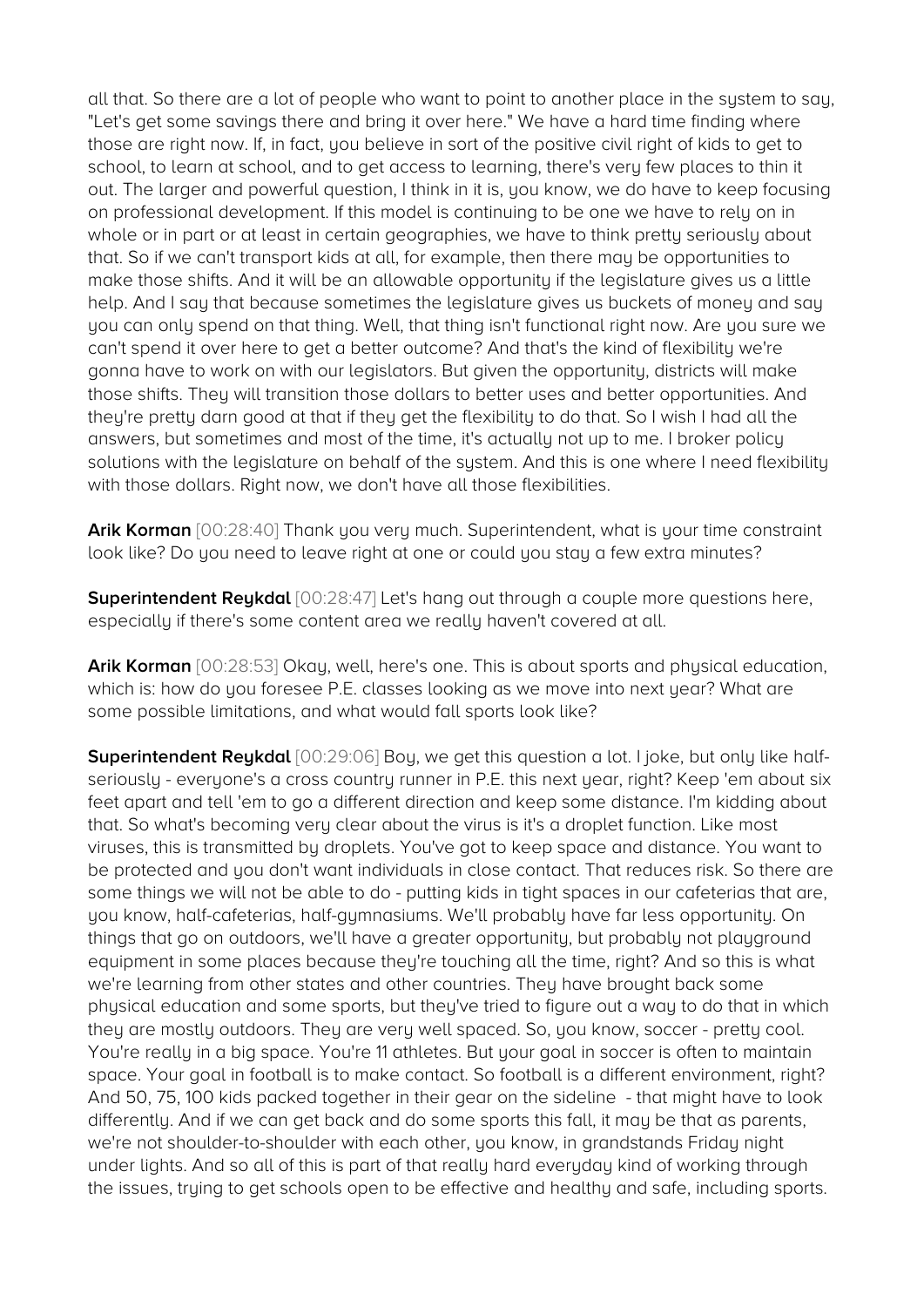all that. So there are a lot of people who want to point to another place in the system to say, "Let's get some savings there and bring it over here." We have a hard time finding where those are right now. If, in fact, you believe in sort of the positive civil right of kids to get to school, to learn at school, and to get access to learning, there's very few places to thin it out. The larger and powerful question, I think in it is, you know, we do have to keep focusing on professional development. If this model is continuing to be one we have to rely on in whole or in part or at least in certain geographies, we have to think pretty seriously about that. So if we can't transport kids at all, for example, then there may be opportunities to make those shifts. And it will be an allowable opportunity if the legislature gives us a little help. And I say that because sometimes the legislature gives us buckets of money and say you can only spend on that thing. Well, that thing isn't functional right now. Are you sure we can't spend it over here to get a better outcome? And that's the kind of flexibility we're gonna have to work on with our legislators. But given the opportunity, districts will make those shifts. They will transition those dollars to better uses and better opportunities. And they're pretty darn good at that if they get the flexibility to do that. So I wish I had all the answers, but sometimes and most of the time, it's actually not up to me. I broker policy solutions with the legislature on behalf of the system. And this is one where I need flexibility with those dollars. Right now, we don't have all those flexibilities.

**Arik Korman** [00:28:40] Thank you very much. Superintendent, what is your time constraint look like? Do you need to leave right at one or could you stay a few extra minutes?

**Superintendent Reykdal** [00:28:47] Let's hang out through a couple more questions here, especially if there's some content area we really haven't covered at all.

**Arik Korman** [00:28:53] Okay, well, here's one. This is about sports and physical education, which is: how do you foresee P.E. classes looking as we move into next year? What are some possible limitations, and what would fall sports look like?

**Superintendent Reykdal** [00:29:06] Boy, we get this question a lot. I joke, but only like half-seriously - everyone's a cross country runner in P.E. this next year, right? Keep 'em about six feet apart and tell 'em to go a different direction and keep some distance. I'm kidding about that. So what's becoming very clear about the virus is it's a droplet function. Like most viruses, this is transmitted by droplets. You've got to keep space and distance. You want to be protected and you don't want individuals in close contact. That reduces risk. So there are some things we will not be able to do - putting kids in tight spaces in our cafeterias that are, you know, half-cafeterias, half-gymnasiums. We'll probably have far less opportunity. On things that go on outdoors, we'll have a greater opportunity, but probably not playground equipment in some places because they're touching all the time, right? And so this is what we're learning from other states and other countries. They have brought back some physical education and some sports, but they've tried to figure out a way to do that in which they are mostly outdoors. They are very well spaced. So, you know, soccer - pretty cool. You're really in a big space. You're 11 athletes. But your goal in soccer is often to maintain space. Your goal in football is to make contact. So football is a different environment, right? And 50, 75, 100 kids packed together in their gear on the sideline - that might have to look differently. And if we can get back and do some sports this fall, it may be that as parents, we're not shoulder-to-shoulder with each other, you know, in grandstands Friday night under lights. And so all of this is part of that really hard everyday kind of working through the issues, trying to get schools open to be effective and healthy and safe, including sports.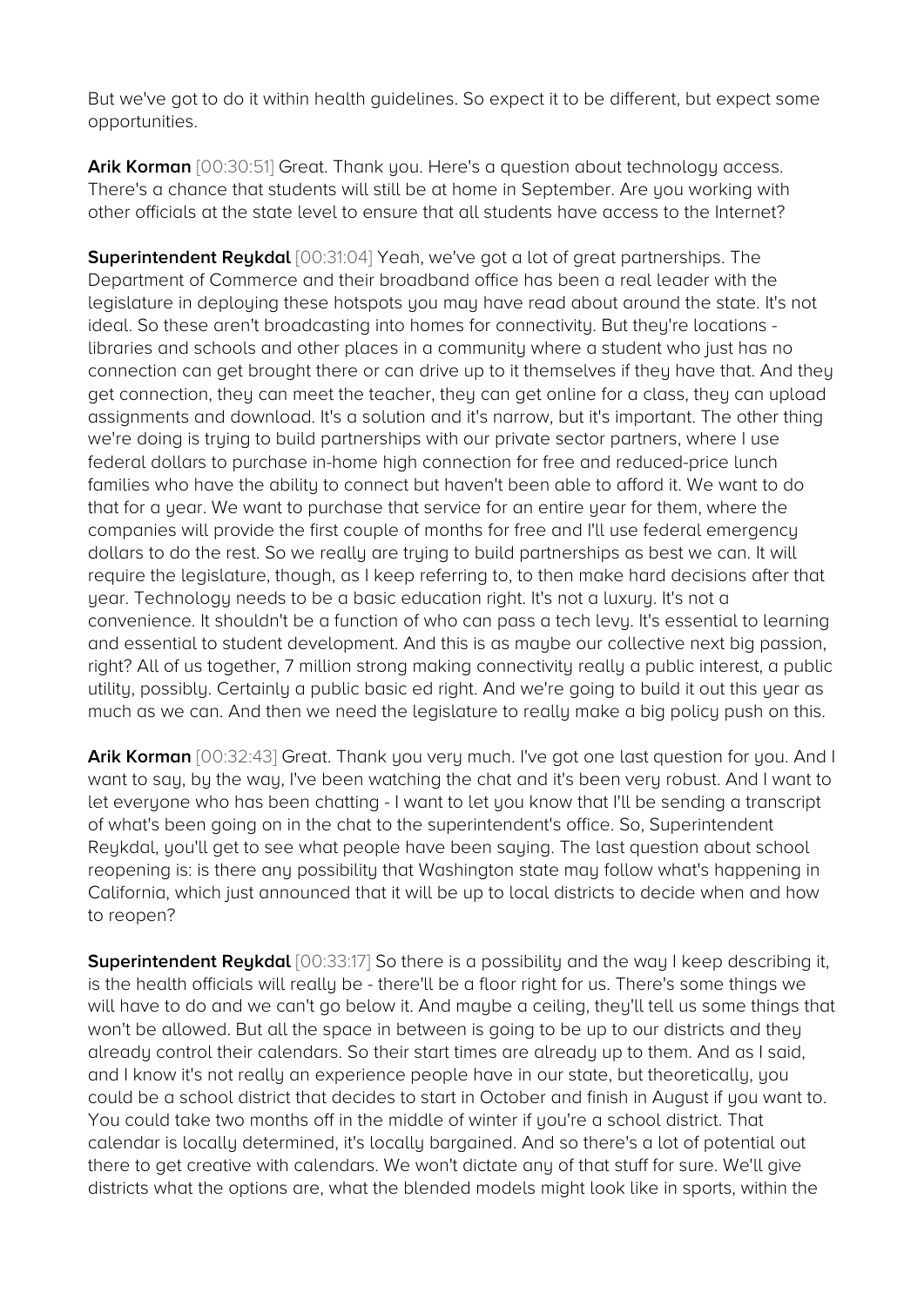But we've got to do it within health guidelines. So expect it to be different, but expect some opportunities.

**Arik Korman** [00:30:51] Great. Thank you. Here's a question about technology access. There's a chance that students will still be at home in September. Are you working with other officials at the state level to ensure that all students have access to the Internet?

**Superintendent Reykdal** [00:31:04] Yeah, we've got a lot of great partnerships. The Department of Commerce and their broadband office has been a real leader with the legislature in deploying these hotspots you may have read about around the state. It's not ideal. So these aren't broadcasting into homes for connectivity. But they're locations - libraries and schools and other places in a community where a student who just has no connection can get brought there or can drive up to it themselves if they have that. And they get connection, they can meet the teacher, they can get online for a class, they can upload assignments and download. It's a solution and it's narrow, but it's important. The other thing we're doing is trying to build partnerships with our private sector partners, where I use federal dollars to purchase in-home high connection for free and reduced-price lunch families who have the ability to connect but haven't been able to afford it. We want to do that for a year. We want to purchase that service for an entire year for them, where the companies will provide the first couple of months for free and I'll use federal emergency dollars to do the rest. So we really are trying to build partnerships as best we can. It will require the legislature, though, as I keep referring to, to then make hard decisions after that year. Technology needs to be a basic education right. It's not a luxury. It's not a convenience. It shouldn't be a function of who can pass a tech levy. It's essential to learning and essential to student development. And this is as maybe our collective next big passion, right? All of us together, 7 million strong making connectivity really a public interest, a public utility, possibly. Certainly a public basic ed right. And we're going to build it out this year as much as we can. And then we need the legislature to really make a big policy push on this.

**Arik Korman** [00:32:43] Great. Thank you very much. I've got one last question for you. And I want to say, by the way, I've been watching the chat and it's been very robust. And I want to let everyone who has been chatting - I want to let you know that I'll be sending a transcript of what's been going on in the chat to the superintendent's office. So, Superintendent Reykdal, you'll get to see what people have been saying. The last question about school reopening is: is there any possibility that Washington state may follow what's happening in California, which just announced that it will be up to local districts to decide when and how to reopen?

**Superintendent Reykdal** [00:33:17] So there is a possibility and the way I keep describing it, is the health officials will really be - there'll be a floor right for us. There's some things we will have to do and we can't go below it. And maybe a ceiling, they'll tell us some things that won't be allowed. But all the space in between is going to be up to our districts and they already control their calendars. So their start times are already up to them. And as I said, and I know it's not really an experience people have in our state, but theoretically, you could be a school district that decides to start in October and finish in August if you want to. You could take two months off in the middle of winter if you're a school district. That calendar is locally determined, it's locally bargained. And so there's a lot of potential out there to get creative with calendars. We won't dictate any of that stuff for sure. We'll give districts what the options are, what the blended models might look like in sports, within the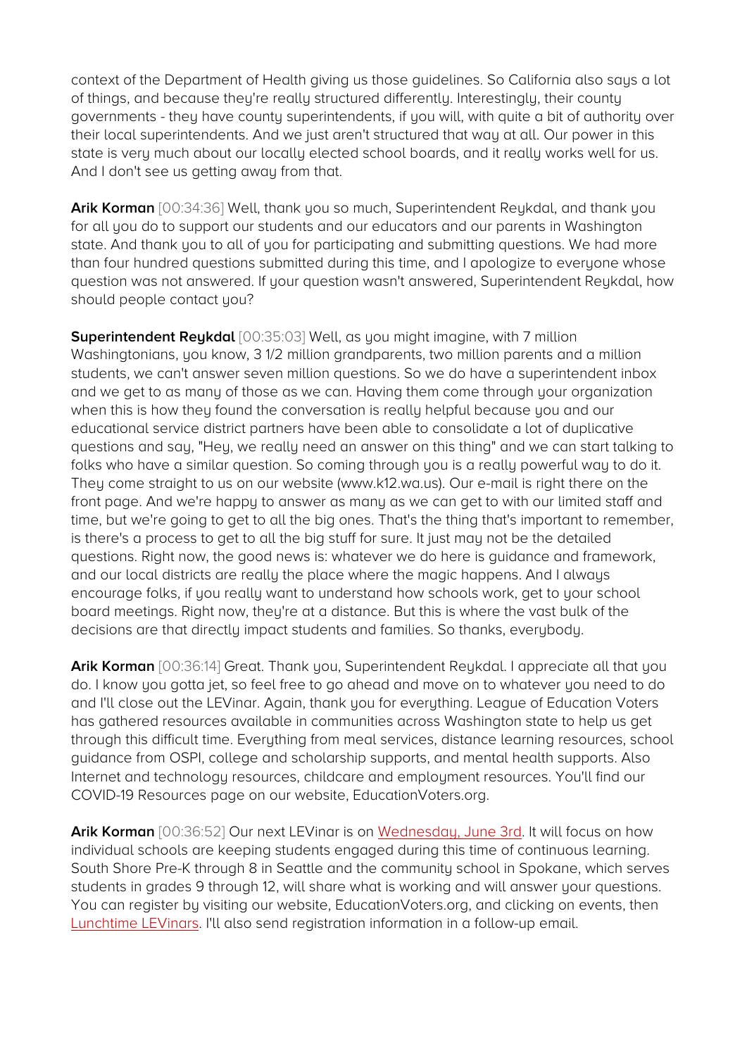context of the Department of Health giving us those guidelines. So California also says a lot of things, and because they're really structured differently. Interestingly, their county governments - they have county superintendents, if you will, with quite a bit of authority over their local superintendents. And we just aren't structured that way at all. Our power in this state is very much about our locally elected school boards, and it really works well for us. And I don't see us getting away from that.

**Arik Korman** [00:34:36] Well, thank you so much, Superintendent Reykdal, and thank you for all you do to support our students and our educators and our parents in Washington state. And thank you to all of you for participating and submitting questions. We had more than four hundred questions submitted during this time, and I apologize to everyone whose question was not answered. If your question wasn't answered, Superintendent Reykdal, how should people contact you?

**Superintendent Reykdal** [00:35:03] Well, as you might imagine, with 7 million Washingtonians, you know, 3 1/2 million grandparents, two million parents and a million students, we can't answer seven million questions. So we do have a superintendent inbox and we get to as many of those as we can. Having them come through your organization when this is how they found the conversation is really helpful because you and our educational service district partners have been able to consolidate a lot of duplicative questions and say, "Hey, we really need an answer on this thing" and we can start talking to folks who have a similar question. So coming through you is a really powerful way to do it. They come straight to us on our website (www.k12.wa.us). Our e-mail is right there on the front page. And we're happy to answer as many as we can get to with our limited staff and time, but we're going to get to all the big ones. That's the thing that's important to remember, is there's a process to get to all the big stuff for sure. It just may not be the detailed questions. Right now, the good news is: whatever we do here is guidance and framework, and our local districts are really the place where the magic happens. And I always encourage folks, if you really want to understand how schools work, get to your school board meetings. Right now, they're at a distance. But this is where the vast bulk of the decisions are that directly impact students and families. So thanks, everybody.

**Arik Korman** [00:36:14] Great. Thank you, Superintendent Reykdal. I appreciate all that you do. I know you gotta jet, so feel free to go ahead and move on to whatever you need to do and I'll close out the LEVinar. Again, thank you for everything. League of Education Voters has gathered resources available in communities across Washington state to help us get through this difficult time. Everything from meal services, distance learning resources, school guidance from OSPI, college and scholarship supports, and mental health supports. Also Internet and technology resources, childcare and employment resources. You'll find our COVID-19 Resources page on our website, EducationVoters.org.

**Arik Korman** [00:36:52] Our next LEVinar is on Wednesday, June 3rd. It will focus on how individual schools are keeping students engaged during this time of continuous learning. South Shore Pre-K through 8 in Seattle and the community school in Spokane, which serves students in grades 9 through 12, will share what is working and will answer your questions. You can register by visiting our website, EducationVoters.org, and clicking on events, then Lunchtime LEVinars. I'll also send registration information in a follow-up email.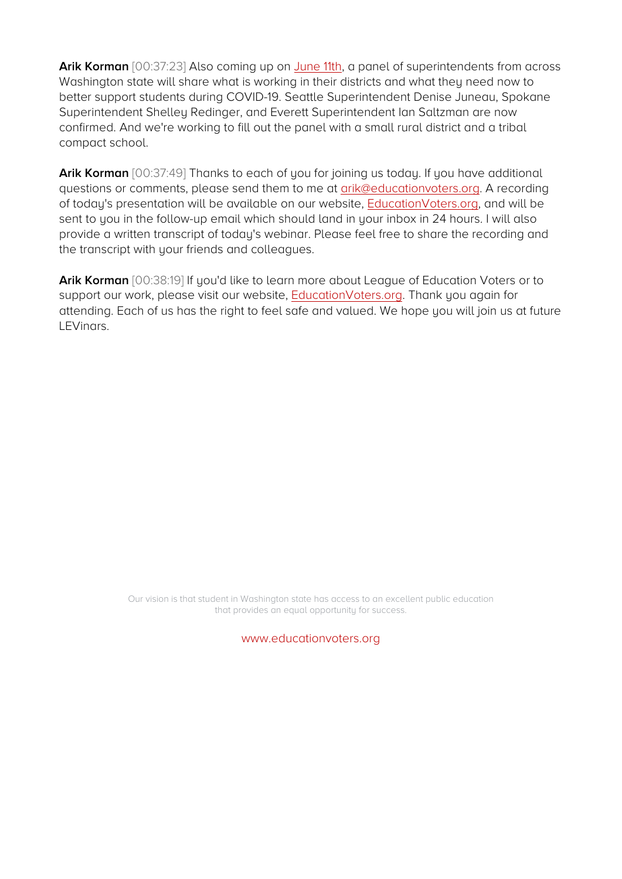**Arik Korman** [00:37:23] Also coming up on June 11th, a panel of superintendents from across Washington state will share what is working in their districts and what they need now to better support students during COVID-19. Seattle Superintendent Denise Juneau, Spokane Superintendent Shelley Redinger, and Everett Superintendent Ian Saltzman are now confirmed. And we're working to fill out the panel with a small rural district and a tribal compact school.

**Arik Korman** [00:37:49] Thanks to each of you for joining us today. If you have additional questions or comments, please send them to me at arik@educationvoters.org. A recording of today's presentation will be available on our website, EducationVoters.org, and will be sent to you in the follow-up email which should land in your inbox in 24 hours. I will also provide a written transcript of today's webinar. Please feel free to share the recording and the transcript with your friends and colleagues.

**Arik Korman** [00:38:19] If you'd like to learn more about League of Education Voters or to support our work, please visit our website, EducationVoters.org. Thank you again for attending. Each of us has the right to feel safe and valued. We hope you will join us at future LEVinars.

Our vision is that student in Washington state has access to an excellent public education that provides an equal opportunity for success.

www.educationvoters.org